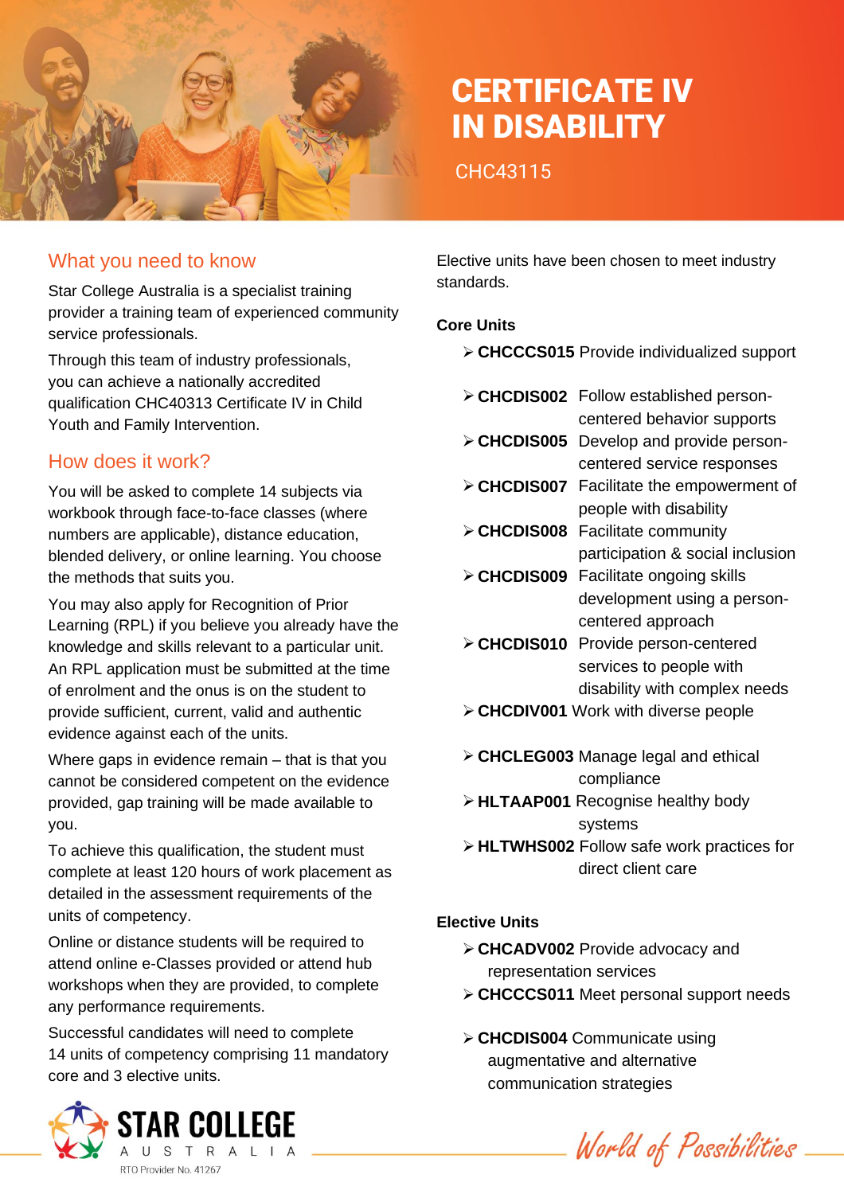# CERTIFICATE IV IN DISABILITY

CHC43115

## What you need to know

Star College Australia is a specialist training provider a training team of experienced community service professionals.

Through this team of industry professionals, you can achieve a nationally accredited qualification CHC40313 Certificate IV in Child Youth and Family Intervention.

## How does it work?

You will be asked to complete 14 subjects via workbook through face-to-face classes (where numbers are applicable), distance education, blended delivery, or online learning. You choose the methods that suits you.

You may also apply for Recognition of Prior Learning (RPL) if you believe you already have the knowledge and skills relevant to a particular unit. An RPL application must be submitted at the time of enrolment and the onus is on the student to provide sufficient, current, valid and authentic evidence against each of the units.

Where gaps in evidence remain – that is that you cannot be considered competent on the evidence provided, gap training will be made available to you.

To achieve this qualification, the student must complete at least 120 hours of work placement as detailed in the assessment requirements of the units of competency.

Online or distance students will be required to attend online e-Classes provided or attend hub workshops when they are provided, to complete any performance requirements.

Successful candidates will need to complete 14 units of competency comprising 11 mandatory core and 3 elective units.

Elective units have been chosen to meet industry standards.

**Core Units**

- **CHCCCS015** Provide individualized support
- **CHCDIS002** Follow established person-centered behavior supports
- **CHCDIS005** Develop and provide person-centered service responses
- **CHCDIS007** Facilitate the empowerment of people with disability
- **CHCDIS008** Facilitate community participation & social inclusion
- **CHCDIS009** Facilitate ongoing skills development using a person-centered approach
- **CHCDIS010** Provide person-centered services to people with disability with complex needs
- **CHCDIV001** Work with diverse people
- **CHCLEG003** Manage legal and ethical compliance
- **HLTAAP001** Recognise healthy body systems
- **HLTWHS002** Follow safe work practices for direct client care

**Elective Units**

- **CHCADV002** Provide advocacy and representation services
- **CHCCCS011** Meet personal support needs
- **CHCDIS004** Communicate using augmentative and alternative communication strategies

STAR COLLEGE AUSTRALIA
RTO Provider No. 41267

*World of Possibilities*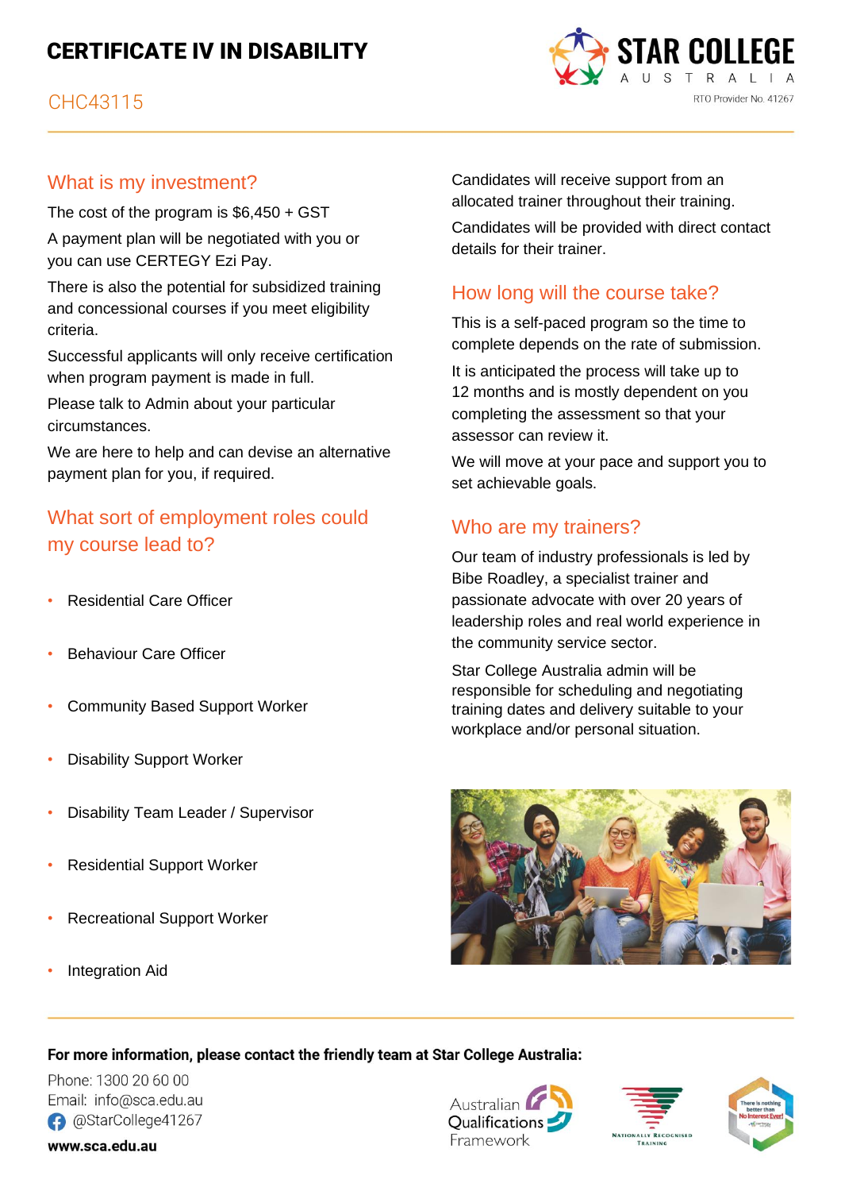# CERTIFICATE IV IN DISABILITY

CHC43115

STAR COLLEGE AUSTRALIA

RTO Provider No. 41267

## What is my investment?

The cost of the program is $6,450 + GST

A payment plan will be negotiated with you or you can use CERTEGY Ezi Pay.

There is also the potential for subsidized training and concessional courses if you meet eligibility criteria.

Successful applicants will only receive certification when program payment is made in full.

Please talk to Admin about your particular circumstances.

We are here to help and can devise an alternative payment plan for you, if required.

## What sort of employment roles could my course lead to?

- Residential Care Officer
- Behaviour Care Officer
- Community Based Support Worker
- Disability Support Worker
- Disability Team Leader / Supervisor
- Residential Support Worker
- Recreational Support Worker
- Integration Aid

Candidates will receive support from an allocated trainer throughout their training.

Candidates will be provided with direct contact details for their trainer.

## How long will the course take?

This is a self-paced program so the time to complete depends on the rate of submission.

It is anticipated the process will take up to 12 months and is mostly dependent on you completing the assessment so that your assessor can review it.

We will move at your pace and support you to set achievable goals.

## Who are my trainers?

Our team of industry professionals is led by Bibe Roadley, a specialist trainer and passionate advocate with over 20 years of leadership roles and real world experience in the community service sector.

Star College Australia admin will be responsible for scheduling and negotiating training dates and delivery suitable to your workplace and/or personal situation.

**For more information, please contact the friendly team at Star College Australia:**

Phone: 1300 20 60 00
Email: info@sca.edu.au
@StarCollege41267

**www.sca.edu.au**

Australian Qualifications Framework

NATIONALLY RECOGNISED TRAINING

There is nothing better than No Interest Ever!